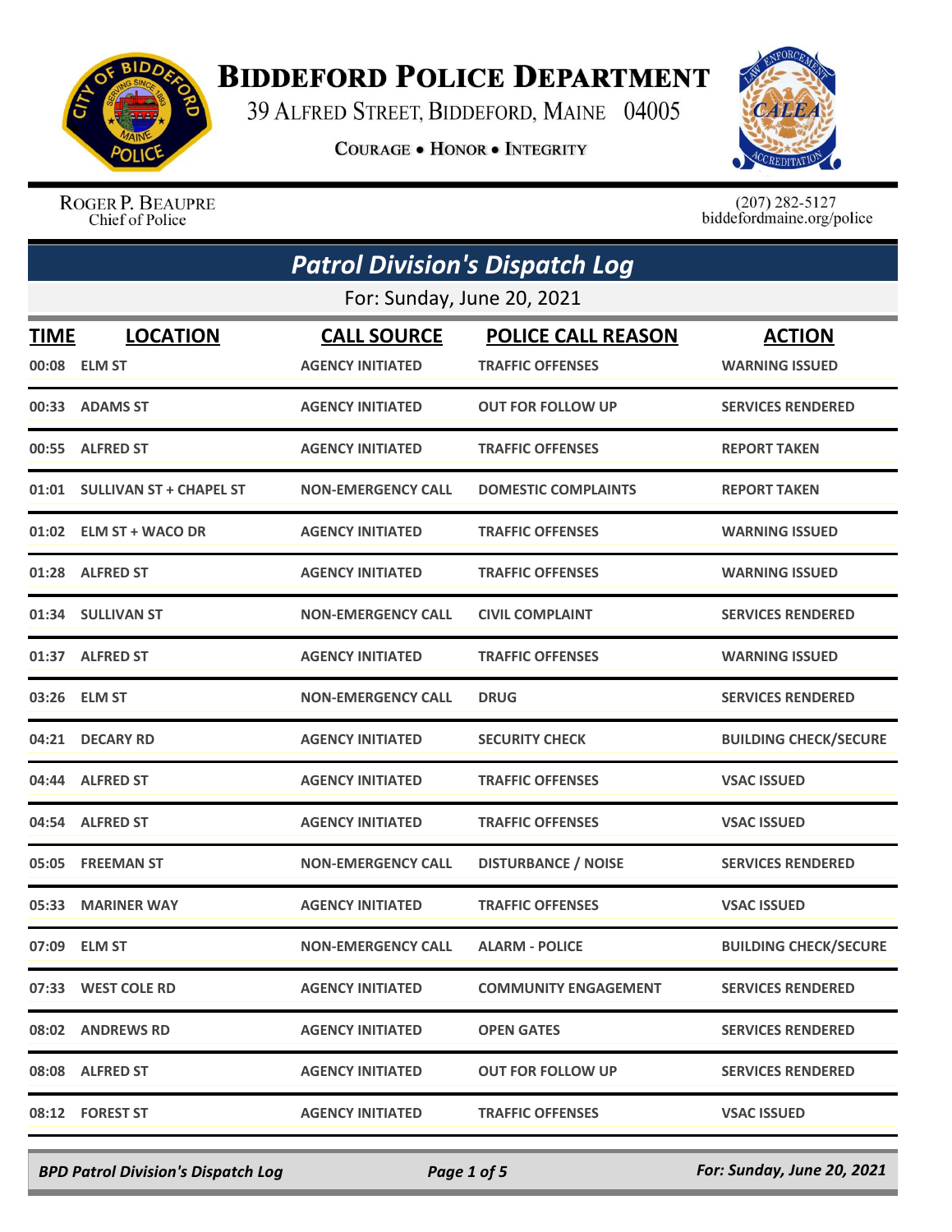# Biddeford Police Department

39 Alfred Street, Biddeford, Maine 04005

Courage • Honor • Integrity

Roger P. Beaupre
Chief of Police

(207) 282-5127
biddefordmaine.org/police

## Patrol Division's Dispatch Log

For: Sunday, June 20, 2021

| TIME | LOCATION | CALL SOURCE | POLICE CALL REASON | ACTION |
|---|---|---|---|---|
| 00:08 | ELM ST | AGENCY INITIATED | TRAFFIC OFFENSES | WARNING ISSUED |
| 00:33 | ADAMS ST | AGENCY INITIATED | OUT FOR FOLLOW UP | SERVICES RENDERED |
| 00:55 | ALFRED ST | AGENCY INITIATED | TRAFFIC OFFENSES | REPORT TAKEN |
| 01:01 | SULLIVAN ST + CHAPEL ST | NON-EMERGENCY CALL | DOMESTIC COMPLAINTS | REPORT TAKEN |
| 01:02 | ELM ST + WACO DR | AGENCY INITIATED | TRAFFIC OFFENSES | WARNING ISSUED |
| 01:28 | ALFRED ST | AGENCY INITIATED | TRAFFIC OFFENSES | WARNING ISSUED |
| 01:34 | SULLIVAN ST | NON-EMERGENCY CALL | CIVIL COMPLAINT | SERVICES RENDERED |
| 01:37 | ALFRED ST | AGENCY INITIATED | TRAFFIC OFFENSES | WARNING ISSUED |
| 03:26 | ELM ST | NON-EMERGENCY CALL | DRUG | SERVICES RENDERED |
| 04:21 | DECARY RD | AGENCY INITIATED | SECURITY CHECK | BUILDING CHECK/SECURE |
| 04:44 | ALFRED ST | AGENCY INITIATED | TRAFFIC OFFENSES | VSAC ISSUED |
| 04:54 | ALFRED ST | AGENCY INITIATED | TRAFFIC OFFENSES | VSAC ISSUED |
| 05:05 | FREEMAN ST | NON-EMERGENCY CALL | DISTURBANCE / NOISE | SERVICES RENDERED |
| 05:33 | MARINER WAY | AGENCY INITIATED | TRAFFIC OFFENSES | VSAC ISSUED |
| 07:09 | ELM ST | NON-EMERGENCY CALL | ALARM - POLICE | BUILDING CHECK/SECURE |
| 07:33 | WEST COLE RD | AGENCY INITIATED | COMMUNITY ENGAGEMENT | SERVICES RENDERED |
| 08:02 | ANDREWS RD | AGENCY INITIATED | OPEN GATES | SERVICES RENDERED |
| 08:08 | ALFRED ST | AGENCY INITIATED | OUT FOR FOLLOW UP | SERVICES RENDERED |
| 08:12 | FOREST ST | AGENCY INITIATED | TRAFFIC OFFENSES | VSAC ISSUED |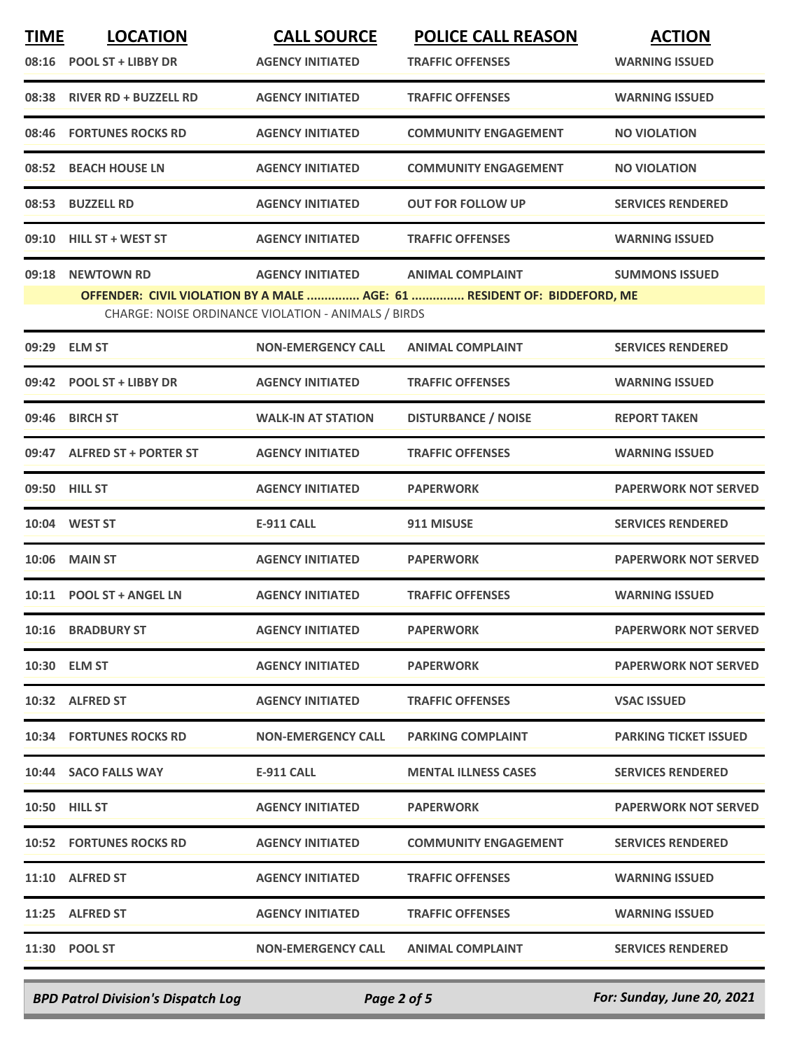| TIME | LOCATION | CALL SOURCE | POLICE CALL REASON | ACTION |
| --- | --- | --- | --- | --- |
| 08:16 | POOL ST + LIBBY DR | AGENCY INITIATED | TRAFFIC OFFENSES | WARNING ISSUED |
| 08:38 | RIVER RD + BUZZELL RD | AGENCY INITIATED | TRAFFIC OFFENSES | WARNING ISSUED |
| 08:46 | FORTUNES ROCKS RD | AGENCY INITIATED | COMMUNITY ENGAGEMENT | NO VIOLATION |
| 08:52 | BEACH HOUSE LN | AGENCY INITIATED | COMMUNITY ENGAGEMENT | NO VIOLATION |
| 08:53 | BUZZELL RD | AGENCY INITIATED | OUT FOR FOLLOW UP | SERVICES RENDERED |
| 09:10 | HILL ST + WEST ST | AGENCY INITIATED | TRAFFIC OFFENSES | WARNING ISSUED |
| 09:18 | NEWTOWN RD | AGENCY INITIATED | ANIMAL COMPLAINT | SUMMONS ISSUED |
| | **OFFENDER: CIVIL VIOLATION BY A MALE ............... AGE: 61 ............... RESIDENT OF: BIDDEFORD, ME** | | | |
| | CHARGE: NOISE ORDINANCE VIOLATION - ANIMALS / BIRDS | | | |
| 09:29 | ELM ST | NON-EMERGENCY CALL | ANIMAL COMPLAINT | SERVICES RENDERED |
| 09:42 | POOL ST + LIBBY DR | AGENCY INITIATED | TRAFFIC OFFENSES | WARNING ISSUED |
| 09:46 | BIRCH ST | WALK-IN AT STATION | DISTURBANCE / NOISE | REPORT TAKEN |
| 09:47 | ALFRED ST + PORTER ST | AGENCY INITIATED | TRAFFIC OFFENSES | WARNING ISSUED |
| 09:50 | HILL ST | AGENCY INITIATED | PAPERWORK | PAPERWORK NOT SERVED |
| 10:04 | WEST ST | E-911 CALL | 911 MISUSE | SERVICES RENDERED |
| 10:06 | MAIN ST | AGENCY INITIATED | PAPERWORK | PAPERWORK NOT SERVED |
| 10:11 | POOL ST + ANGEL LN | AGENCY INITIATED | TRAFFIC OFFENSES | WARNING ISSUED |
| 10:16 | BRADBURY ST | AGENCY INITIATED | PAPERWORK | PAPERWORK NOT SERVED |
| 10:30 | ELM ST | AGENCY INITIATED | PAPERWORK | PAPERWORK NOT SERVED |
| 10:32 | ALFRED ST | AGENCY INITIATED | TRAFFIC OFFENSES | VSAC ISSUED |
| 10:34 | FORTUNES ROCKS RD | NON-EMERGENCY CALL | PARKING COMPLAINT | PARKING TICKET ISSUED |
| 10:44 | SACO FALLS WAY | E-911 CALL | MENTAL ILLNESS CASES | SERVICES RENDERED |
| 10:50 | HILL ST | AGENCY INITIATED | PAPERWORK | PAPERWORK NOT SERVED |
| 10:52 | FORTUNES ROCKS RD | AGENCY INITIATED | COMMUNITY ENGAGEMENT | SERVICES RENDERED |
| 11:10 | ALFRED ST | AGENCY INITIATED | TRAFFIC OFFENSES | WARNING ISSUED |
| 11:25 | ALFRED ST | AGENCY INITIATED | TRAFFIC OFFENSES | WARNING ISSUED |
| 11:30 | POOL ST | NON-EMERGENCY CALL | ANIMAL COMPLAINT | SERVICES RENDERED |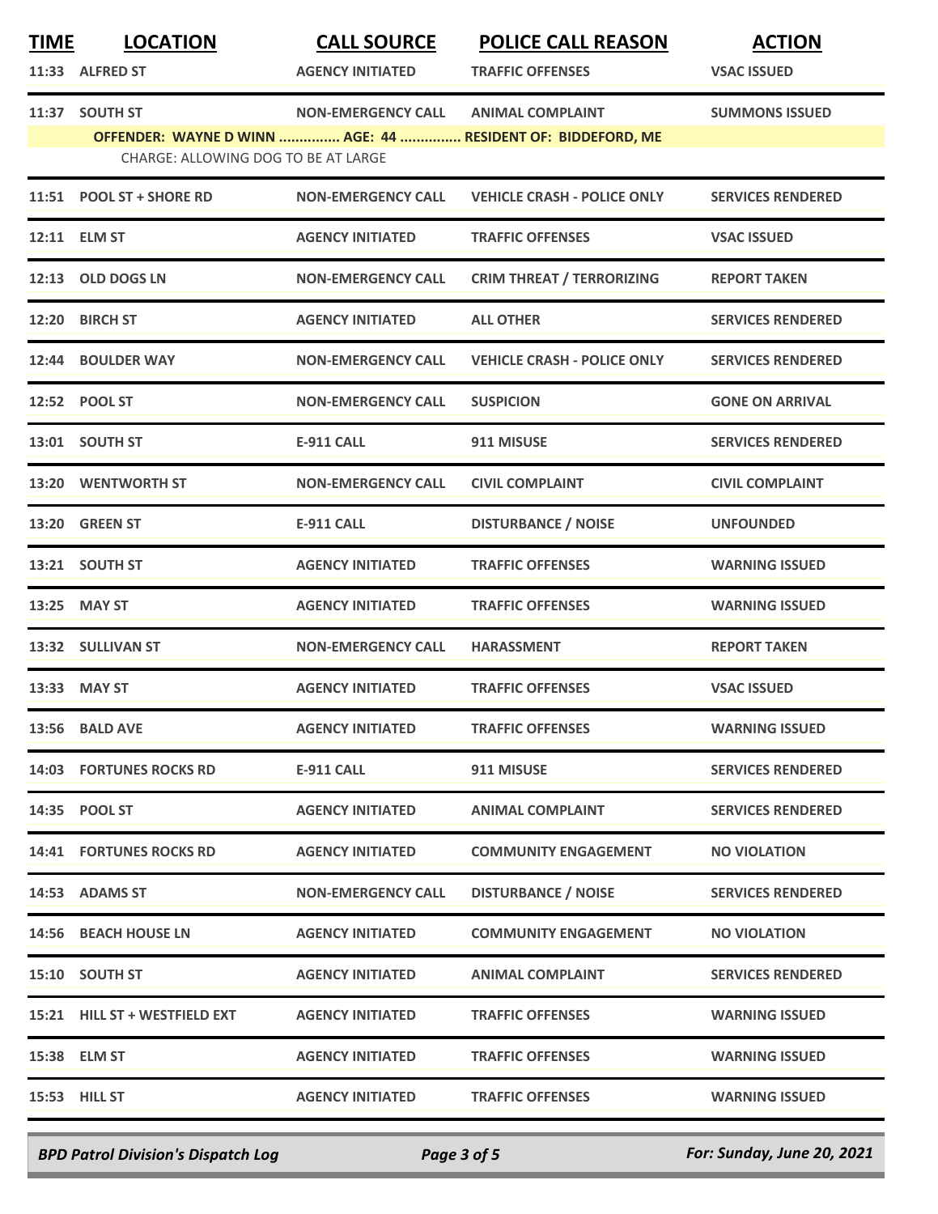| TIME | LOCATION | CALL SOURCE | POLICE CALL REASON | ACTION |
|---|---|---|---|---|
| 11:33 | ALFRED ST | AGENCY INITIATED | TRAFFIC OFFENSES | VSAC ISSUED |
| 11:37 | SOUTH ST | NON-EMERGENCY CALL | ANIMAL COMPLAINT | SUMMONS ISSUED |
| | OFFENDER: WAYNE D WINN ............... AGE: 44 ............... RESIDENT OF: BIDDEFORD, ME | | | |
| | CHARGE: ALLOWING DOG TO BE AT LARGE | | | |
| 11:51 | POOL ST + SHORE RD | NON-EMERGENCY CALL | VEHICLE CRASH - POLICE ONLY | SERVICES RENDERED |
| 12:11 | ELM ST | AGENCY INITIATED | TRAFFIC OFFENSES | VSAC ISSUED |
| 12:13 | OLD DOGS LN | NON-EMERGENCY CALL | CRIM THREAT / TERRORIZING | REPORT TAKEN |
| 12:20 | BIRCH ST | AGENCY INITIATED | ALL OTHER | SERVICES RENDERED |
| 12:44 | BOULDER WAY | NON-EMERGENCY CALL | VEHICLE CRASH - POLICE ONLY | SERVICES RENDERED |
| 12:52 | POOL ST | NON-EMERGENCY CALL | SUSPICION | GONE ON ARRIVAL |
| 13:01 | SOUTH ST | E-911 CALL | 911 MISUSE | SERVICES RENDERED |
| 13:20 | WENTWORTH ST | NON-EMERGENCY CALL | CIVIL COMPLAINT | CIVIL COMPLAINT |
| 13:20 | GREEN ST | E-911 CALL | DISTURBANCE / NOISE | UNFOUNDED |
| 13:21 | SOUTH ST | AGENCY INITIATED | TRAFFIC OFFENSES | WARNING ISSUED |
| 13:25 | MAY ST | AGENCY INITIATED | TRAFFIC OFFENSES | WARNING ISSUED |
| 13:32 | SULLIVAN ST | NON-EMERGENCY CALL | HARASSMENT | REPORT TAKEN |
| 13:33 | MAY ST | AGENCY INITIATED | TRAFFIC OFFENSES | VSAC ISSUED |
| 13:56 | BALD AVE | AGENCY INITIATED | TRAFFIC OFFENSES | WARNING ISSUED |
| 14:03 | FORTUNES ROCKS RD | E-911 CALL | 911 MISUSE | SERVICES RENDERED |
| 14:35 | POOL ST | AGENCY INITIATED | ANIMAL COMPLAINT | SERVICES RENDERED |
| 14:41 | FORTUNES ROCKS RD | AGENCY INITIATED | COMMUNITY ENGAGEMENT | NO VIOLATION |
| 14:53 | ADAMS ST | NON-EMERGENCY CALL | DISTURBANCE / NOISE | SERVICES RENDERED |
| 14:56 | BEACH HOUSE LN | AGENCY INITIATED | COMMUNITY ENGAGEMENT | NO VIOLATION |
| 15:10 | SOUTH ST | AGENCY INITIATED | ANIMAL COMPLAINT | SERVICES RENDERED |
| 15:21 | HILL ST + WESTFIELD EXT | AGENCY INITIATED | TRAFFIC OFFENSES | WARNING ISSUED |
| 15:38 | ELM ST | AGENCY INITIATED | TRAFFIC OFFENSES | WARNING ISSUED |
| 15:53 | HILL ST | AGENCY INITIATED | TRAFFIC OFFENSES | WARNING ISSUED |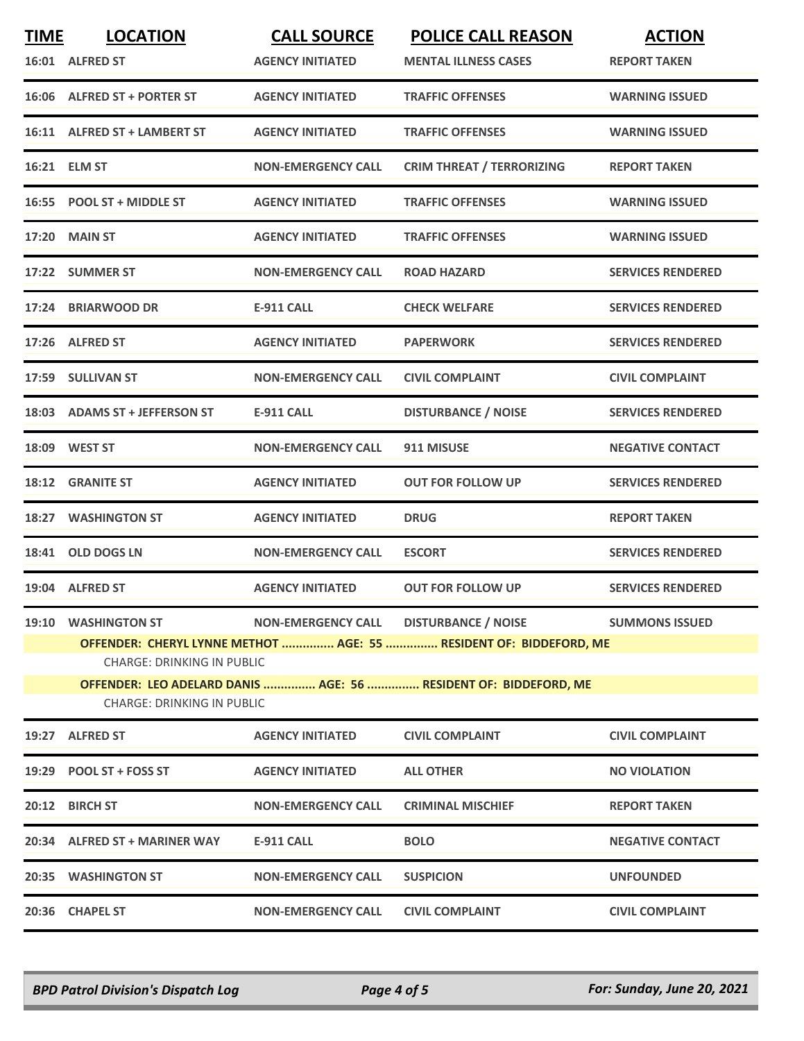| TIME | LOCATION | CALL SOURCE | POLICE CALL REASON | ACTION |
|---|---|---|---|---|
| 16:01 | ALFRED ST | AGENCY INITIATED | MENTAL ILLNESS CASES | REPORT TAKEN |
| 16:06 | ALFRED ST + PORTER ST | AGENCY INITIATED | TRAFFIC OFFENSES | WARNING ISSUED |
| 16:11 | ALFRED ST + LAMBERT ST | AGENCY INITIATED | TRAFFIC OFFENSES | WARNING ISSUED |
| 16:21 | ELM ST | NON-EMERGENCY CALL | CRIM THREAT / TERRORIZING | REPORT TAKEN |
| 16:55 | POOL ST + MIDDLE ST | AGENCY INITIATED | TRAFFIC OFFENSES | WARNING ISSUED |
| 17:20 | MAIN ST | AGENCY INITIATED | TRAFFIC OFFENSES | WARNING ISSUED |
| 17:22 | SUMMER ST | NON-EMERGENCY CALL | ROAD HAZARD | SERVICES RENDERED |
| 17:24 | BRIARWOOD DR | E-911 CALL | CHECK WELFARE | SERVICES RENDERED |
| 17:26 | ALFRED ST | AGENCY INITIATED | PAPERWORK | SERVICES RENDERED |
| 17:59 | SULLIVAN ST | NON-EMERGENCY CALL | CIVIL COMPLAINT | CIVIL COMPLAINT |
| 18:03 | ADAMS ST + JEFFERSON ST | E-911 CALL | DISTURBANCE / NOISE | SERVICES RENDERED |
| 18:09 | WEST ST | NON-EMERGENCY CALL | 911 MISUSE | NEGATIVE CONTACT |
| 18:12 | GRANITE ST | AGENCY INITIATED | OUT FOR FOLLOW UP | SERVICES RENDERED |
| 18:27 | WASHINGTON ST | AGENCY INITIATED | DRUG | REPORT TAKEN |
| 18:41 | OLD DOGS LN | NON-EMERGENCY CALL | ESCORT | SERVICES RENDERED |
| 19:04 | ALFRED ST | AGENCY INITIATED | OUT FOR FOLLOW UP | SERVICES RENDERED |
| 19:10 | WASHINGTON ST | NON-EMERGENCY CALL | DISTURBANCE / NOISE | SUMMONS ISSUED |

**OFFENDER: CHERYL LYNNE METHOT ............... AGE: 55 ............... RESIDENT OF: BIDDEFORD, ME**

CHARGE: DRINKING IN PUBLIC

**OFFENDER: LEO ADELARD DANIS ............... AGE: 56 ............... RESIDENT OF: BIDDEFORD, ME**

CHARGE: DRINKING IN PUBLIC

| TIME | LOCATION | CALL SOURCE | POLICE CALL REASON | ACTION |
|---|---|---|---|---|
| 19:27 | ALFRED ST | AGENCY INITIATED | CIVIL COMPLAINT | CIVIL COMPLAINT |
| 19:29 | POOL ST + FOSS ST | AGENCY INITIATED | ALL OTHER | NO VIOLATION |
| 20:12 | BIRCH ST | NON-EMERGENCY CALL | CRIMINAL MISCHIEF | REPORT TAKEN |
| 20:34 | ALFRED ST + MARINER WAY | E-911 CALL | BOLO | NEGATIVE CONTACT |
| 20:35 | WASHINGTON ST | NON-EMERGENCY CALL | SUSPICION | UNFOUNDED |
| 20:36 | CHAPEL ST | NON-EMERGENCY CALL | CIVIL COMPLAINT | CIVIL COMPLAINT |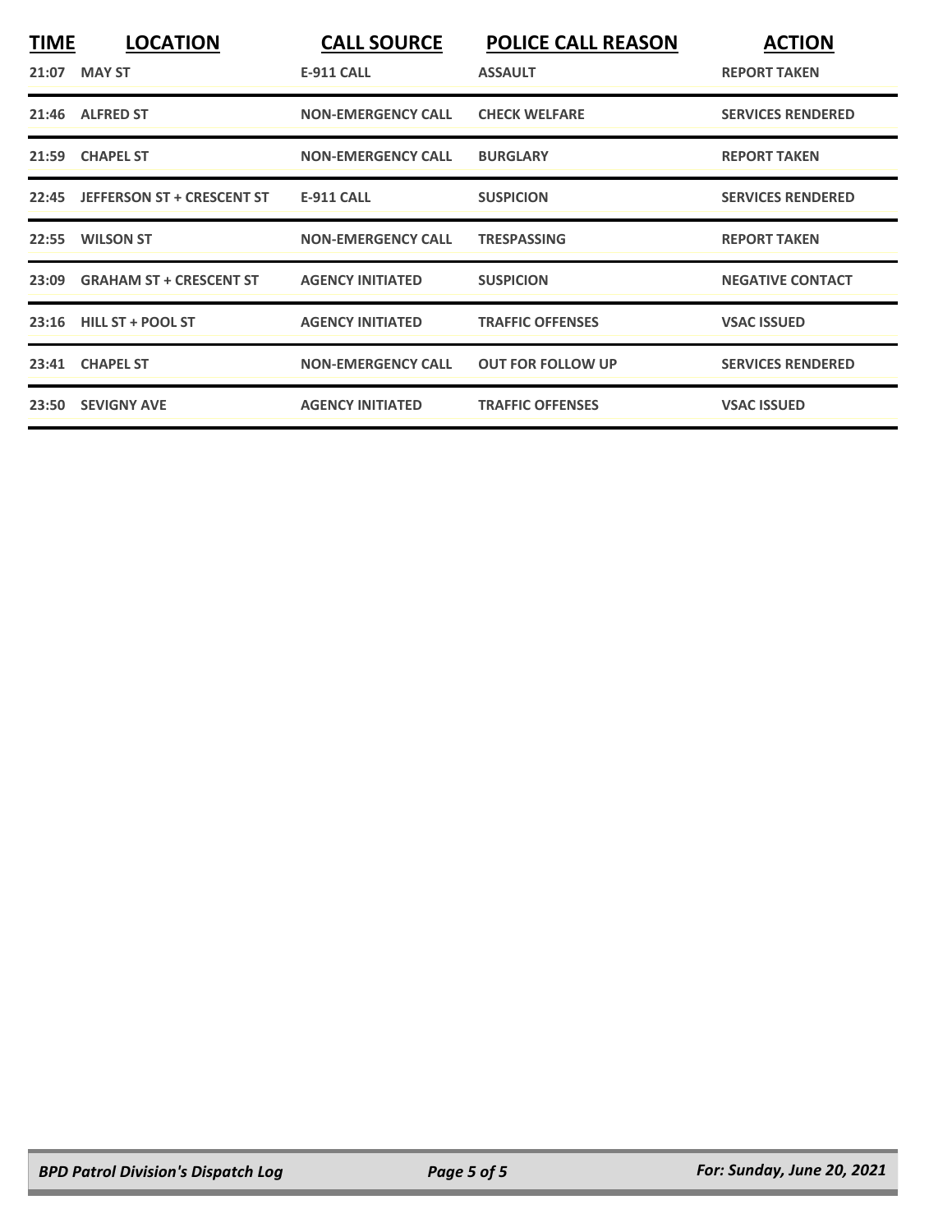| TIME | LOCATION | CALL SOURCE | POLICE CALL REASON | ACTION |
| --- | --- | --- | --- | --- |
| 21:07 | MAY ST | E-911 CALL | ASSAULT | REPORT TAKEN |
| 21:46 | ALFRED ST | NON-EMERGENCY CALL | CHECK WELFARE | SERVICES RENDERED |
| 21:59 | CHAPEL ST | NON-EMERGENCY CALL | BURGLARY | REPORT TAKEN |
| 22:45 | JEFFERSON ST + CRESCENT ST | E-911 CALL | SUSPICION | SERVICES RENDERED |
| 22:55 | WILSON ST | NON-EMERGENCY CALL | TRESPASSING | REPORT TAKEN |
| 23:09 | GRAHAM ST + CRESCENT ST | AGENCY INITIATED | SUSPICION | NEGATIVE CONTACT |
| 23:16 | HILL ST + POOL ST | AGENCY INITIATED | TRAFFIC OFFENSES | VSAC ISSUED |
| 23:41 | CHAPEL ST | NON-EMERGENCY CALL | OUT FOR FOLLOW UP | SERVICES RENDERED |
| 23:50 | SEVIGNY AVE | AGENCY INITIATED | TRAFFIC OFFENSES | VSAC ISSUED |